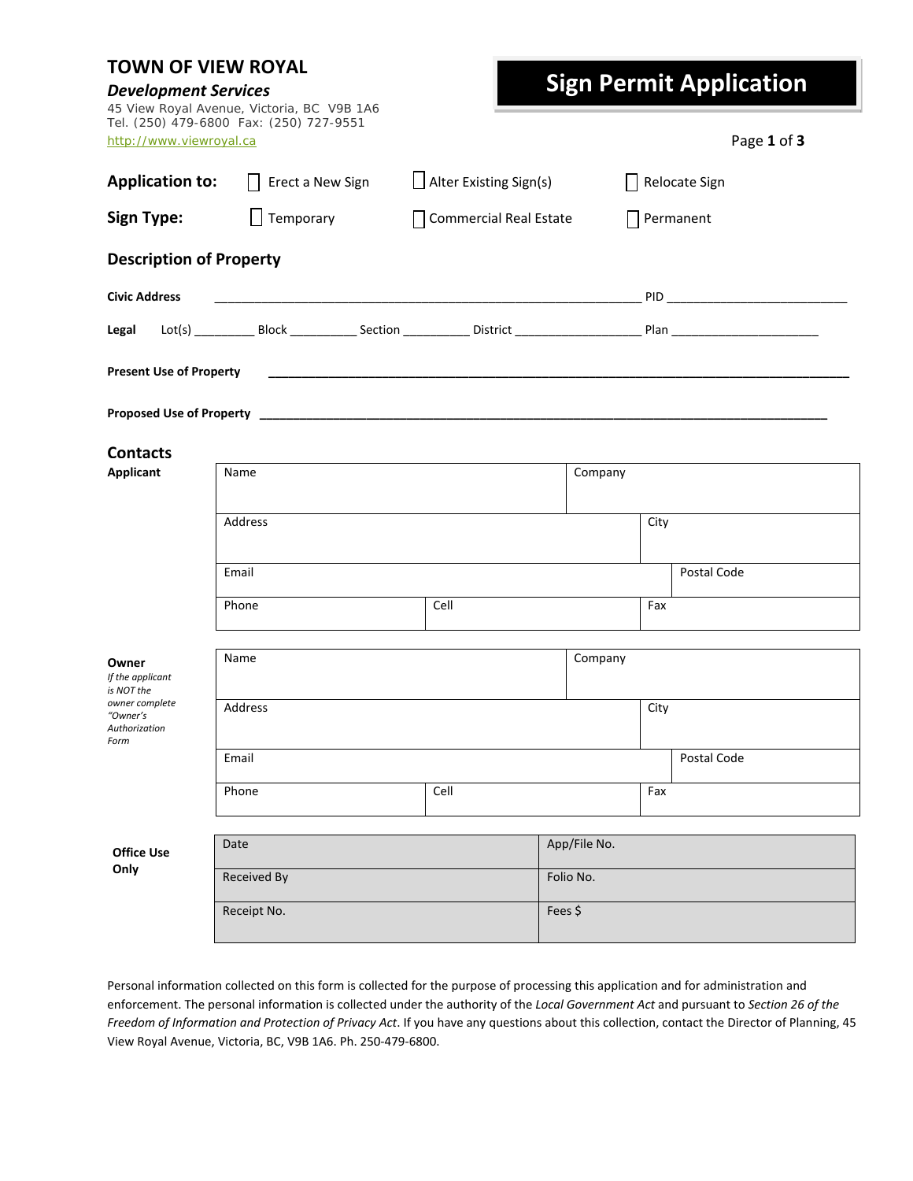# TOWN OF VIEW ROYAL

***Development Services***

45 View Royal Avenue, Victoria, BC V9B 1A6
Tel. (250) 479-6800 Fax: (250) 727-9551
http://www.viewroyal.ca

## Sign Permit Application

**Application to:** ☐ Erect a New Sign ☐ Alter Existing Sign(s) ☐ Relocate Sign

**Sign Type:** ☐ Temporary ☐ Commercial Real Estate ☐ Permanent

### Description of Property

**Civic Address** _______________________________________________ PID ______________________

**Legal** Lot(s) ________ Block _________ Section _________ District _________________ Plan ____________________

**Present Use of Property** ______________________________________________________________________

**Proposed Use of Property** _____________________________________________________________________

### Contacts

**Applicant**

| Name | | Company | |
|---|---|---|---|
| Address | | City | |
| Email | | | Postal Code |
| Phone | Cell | Fax | |

**Owner**
*If the applicant is NOT the owner complete "Owner's Authorization Form*

| Name | | Company | |
|---|---|---|---|
| Address | | City | |
| Email | | | Postal Code |
| Phone | Cell | Fax | |

**Office Use Only**

| Date | App/File No. |
|---|---|
| Received By | Folio No. |
| Receipt No. | Fees $ |

Personal information collected on this form is collected for the purpose of processing this application and for administration and enforcement. The personal information is collected under the authority of the *Local Government Act* and pursuant to *Section 26 of the Freedom of Information and Protection of Privacy Act*. If you have any questions about this collection, contact the Director of Planning, 45 View Royal Avenue, Victoria, BC, V9B 1A6. Ph. 250-479-6800.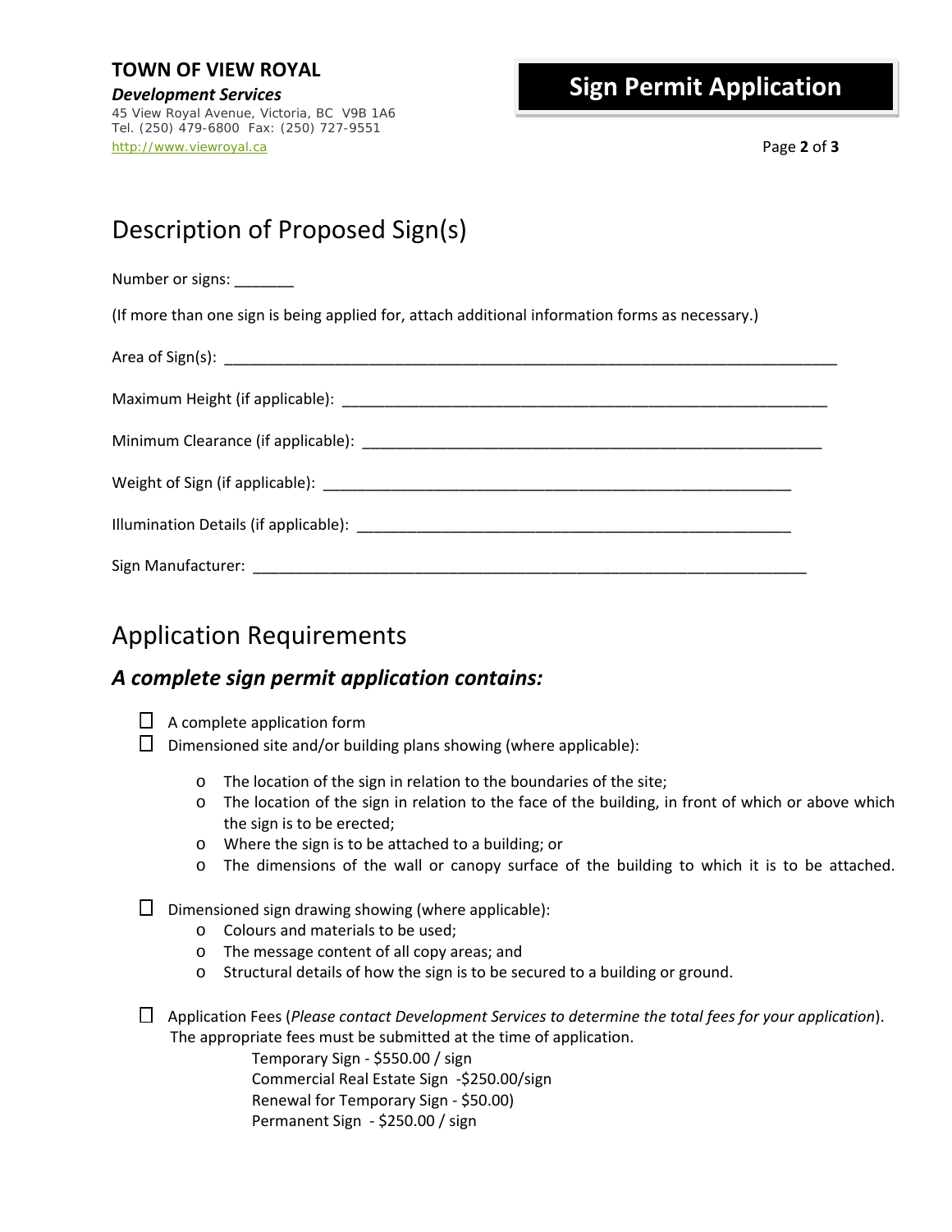**TOWN OF VIEW ROYAL**

***Development Services***

45 View Royal Avenue, Victoria, BC V9B 1A6
Tel. (250) 479-6800 Fax: (250) 727-9551
http://www.viewroyal.ca

# Sign Permit Application

## Description of Proposed Sign(s)

Number or signs: _______

(If more than one sign is being applied for, attach additional information forms as necessary.)

Area of Sign(s): ___________________________________________________________________________

Maximum Height (if applicable): ____________________________________________________________

Minimum Clearance (if applicable): ________________________________________________________

Weight of Sign (if applicable): ____________________________________________________________

Illumination Details (if applicable): _______________________________________________________

Sign Manufacturer: _____________________________________________________________________

## Application Requirements

### *A complete sign permit application contains:*

- ☐ A complete application form
- ☐ Dimensioned site and/or building plans showing (where applicable):
  - The location of the sign in relation to the boundaries of the site;
  - The location of the sign in relation to the face of the building, in front of which or above which the sign is to be erected;
  - Where the sign is to be attached to a building; or
  - The dimensions of the wall or canopy surface of the building to which it is to be attached.
- ☐ Dimensioned sign drawing showing (where applicable):
  - Colours and materials to be used;
  - The message content of all copy areas; and
  - Structural details of how the sign is to be secured to a building or ground.
- ☐ Application Fees (*Please contact Development Services to determine the total fees for your application*). The appropriate fees must be submitted at the time of application.

  Temporary Sign - $550.00 / sign
  Commercial Real Estate Sign -$250.00/sign
  Renewal for Temporary Sign - $50.00)
  Permanent Sign - $250.00 / sign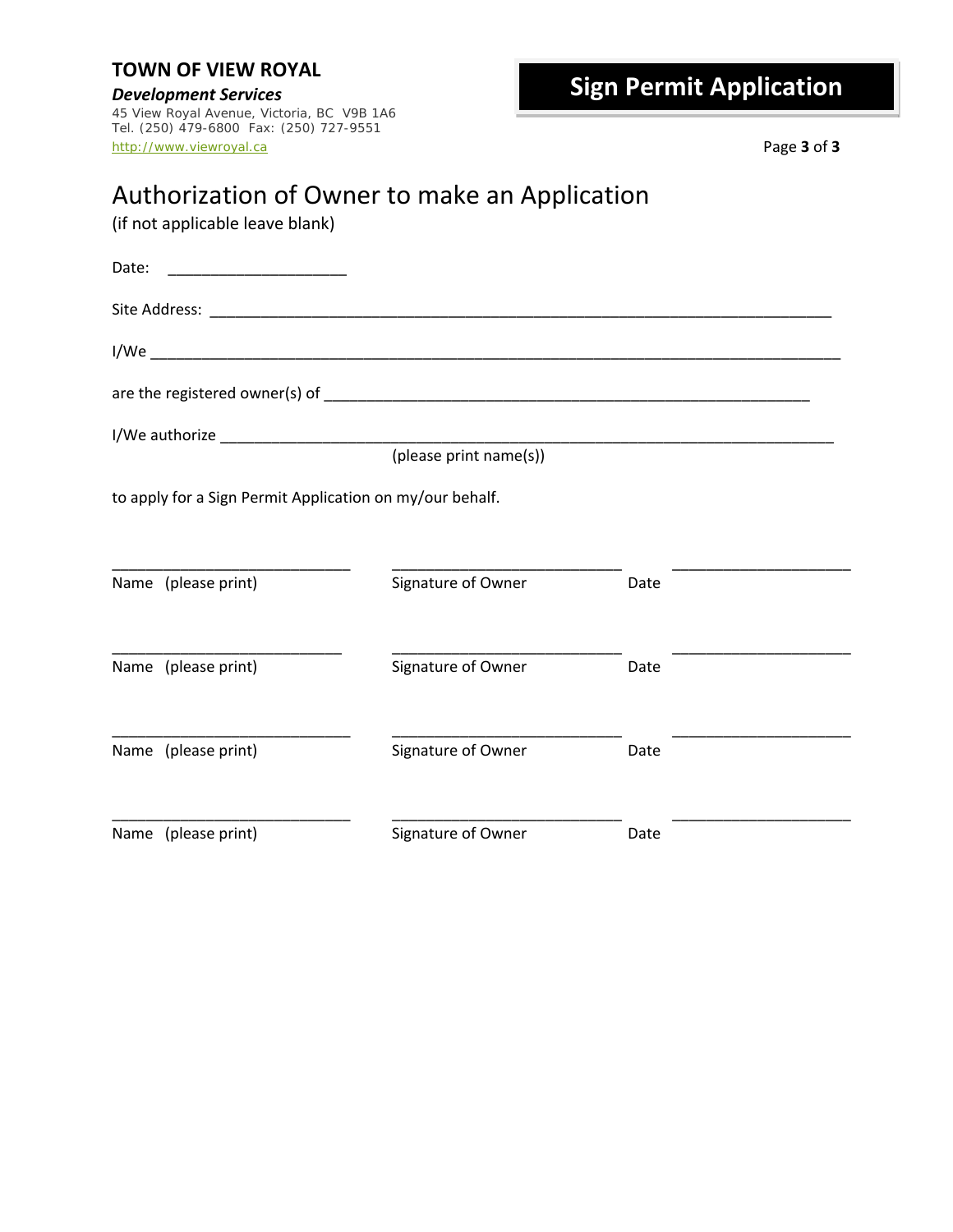**TOWN OF VIEW ROYAL**
***Development Services***
45 View Royal Avenue, Victoria, BC V9B 1A6
Tel. (250) 479-6800 Fax: (250) 727-9551
http://www.viewroyal.ca

**Sign Permit Application**

# Authorization of Owner to make an Application

(if not applicable leave blank)

Date: ____________________

Site Address: ______________________________________________________________________

I/We ______________________________________________________________________________

are the registered owner(s) of _______________________________________________________

I/We authorize _____________________________________________________________________
(please print name(s))

to apply for a Sign Permit Application on my/our behalf.

| | | |
|---|---|---|
| ___________________________ | ___________________________ | ____________________ |
| Name (please print) | Signature of Owner | Date |
| ___________________________ | ___________________________ | ____________________ |
| Name (please print) | Signature of Owner | Date |
| ___________________________ | ___________________________ | ____________________ |
| Name (please print) | Signature of Owner | Date |
| ___________________________ | ___________________________ | ____________________ |
| Name (please print) | Signature of Owner | Date |